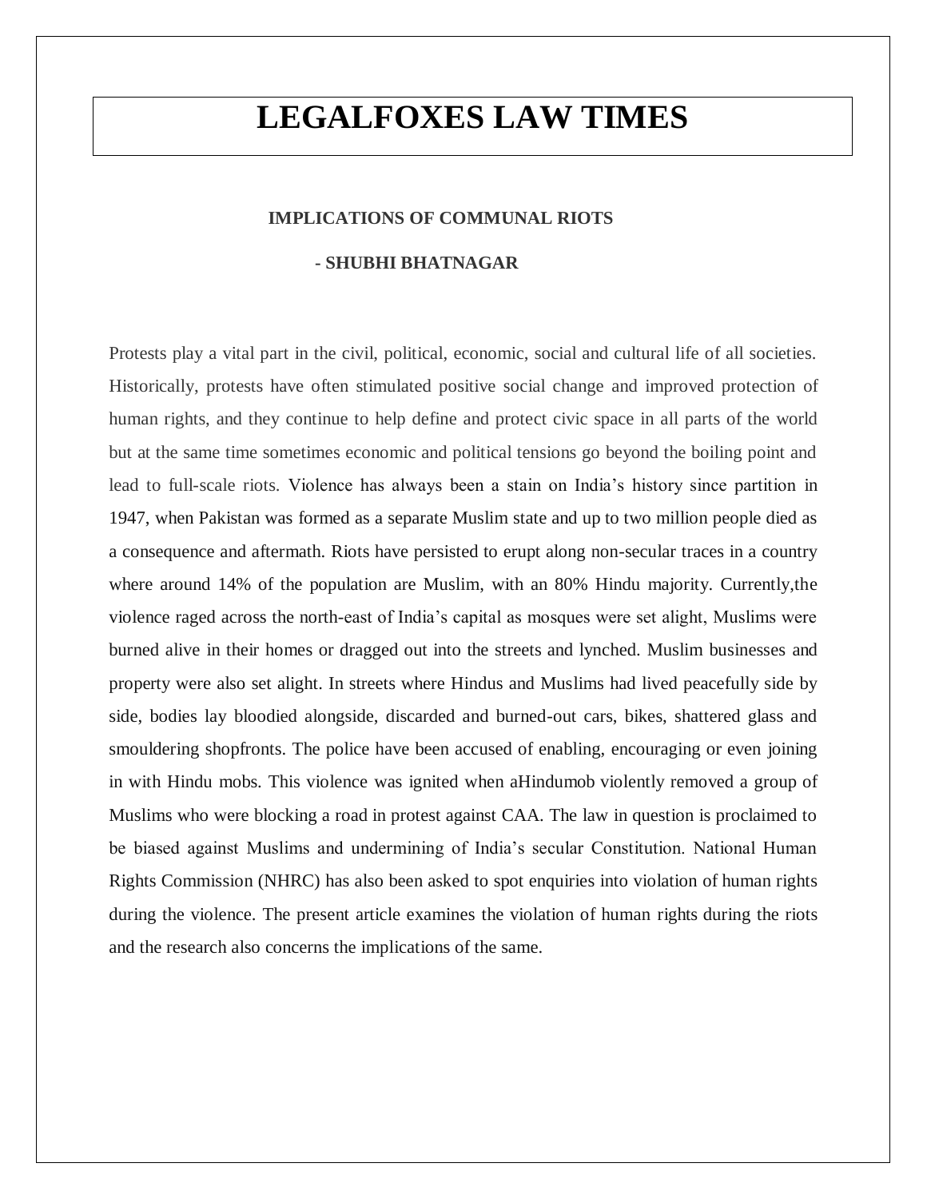# LEGALFOXES LAW TIMES

## IMPLICATIONS OF COMMUNAL RIOTS

**- SHUBHI BHATNAGAR**

Protests play a vital part in the civil, political, economic, social and cultural life of all societies. Historically, protests have often stimulated positive social change and improved protection of human rights, and they continue to help define and protect civic space in all parts of the world but at the same time sometimes economic and political tensions go beyond the boiling point and lead to full-scale riots. Violence has always been a stain on India's history since partition in 1947, when Pakistan was formed as a separate Muslim state and up to two million people died as a consequence and aftermath. Riots have persisted to erupt along non-secular traces in a country where around 14% of the population are Muslim, with an 80% Hindu majority. Currently,the violence raged across the north-east of India's capital as mosques were set alight, Muslims were burned alive in their homes or dragged out into the streets and lynched. Muslim businesses and property were also set alight. In streets where Hindus and Muslims had lived peacefully side by side, bodies lay bloodied alongside, discarded and burned-out cars, bikes, shattered glass and smouldering shopfronts. The police have been accused of enabling, encouraging or even joining in with Hindu mobs. This violence was ignited when aHindumob violently removed a group of Muslims who were blocking a road in protest against CAA. The law in question is proclaimed to be biased against Muslims and undermining of India's secular Constitution. National Human Rights Commission (NHRC) has also been asked to spot enquiries into violation of human rights during the violence. The present article examines the violation of human rights during the riots and the research also concerns the implications of the same.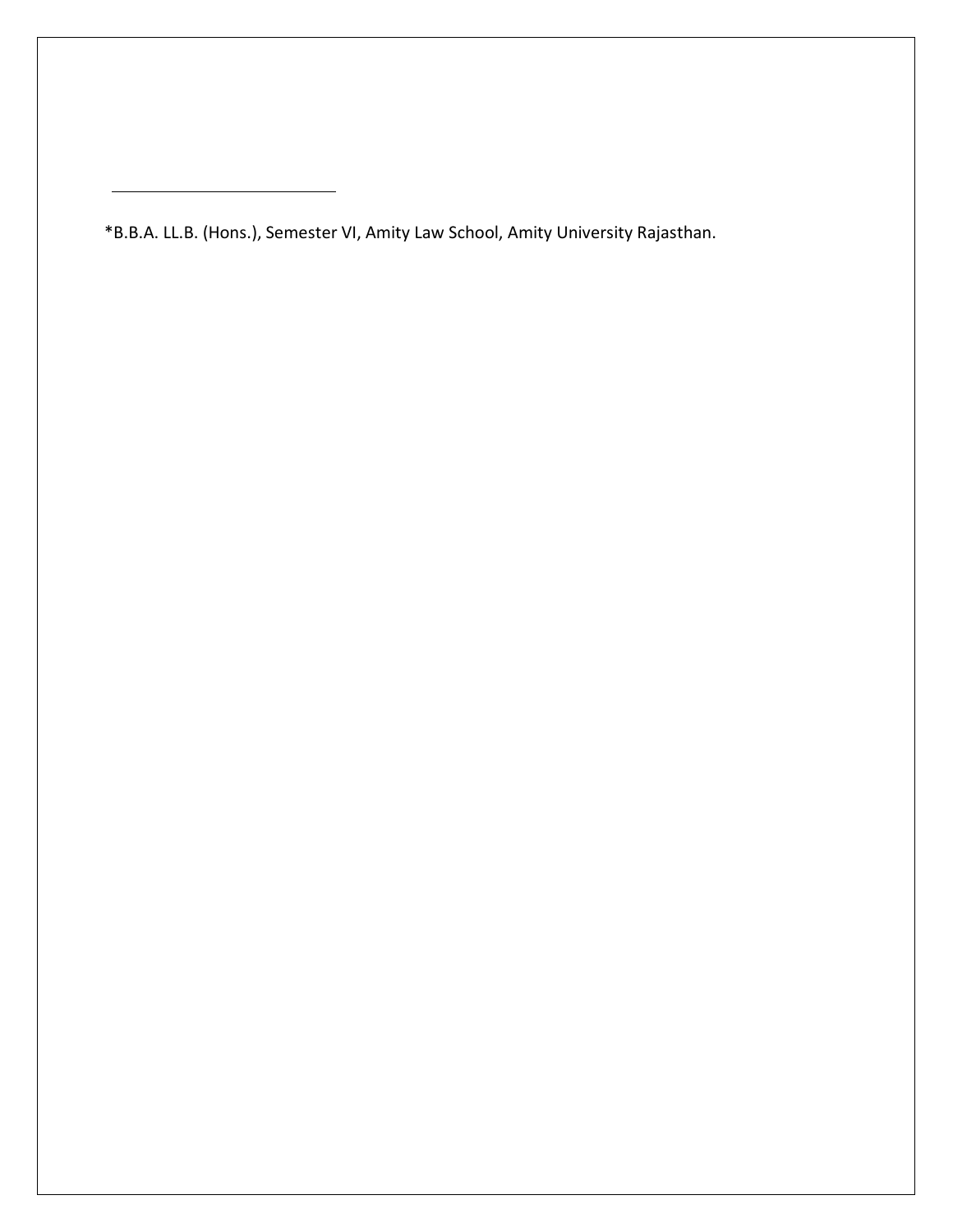*B.B.A. LL.B. (Hons.), Semester VI, Amity Law School, Amity University Rajasthan.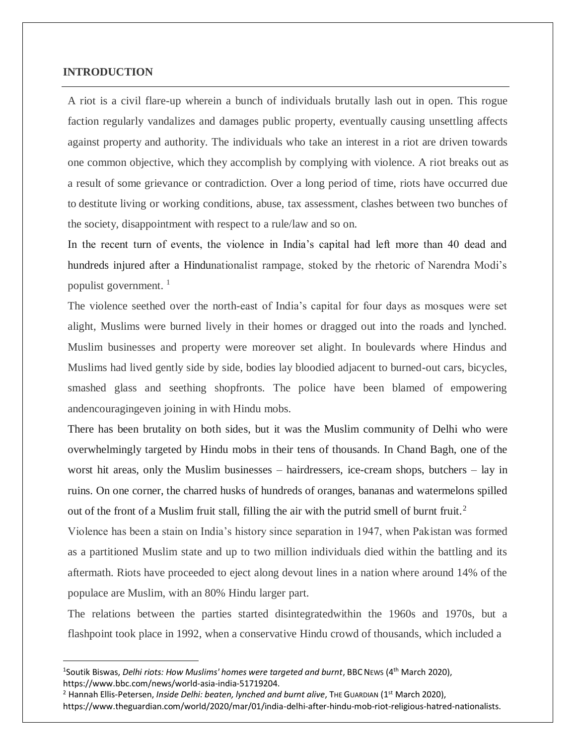## INTRODUCTION

A riot is a civil flare-up wherein a bunch of individuals brutally lash out in open. This rogue faction regularly vandalizes and damages public property, eventually causing unsettling affects against property and authority. The individuals who take an interest in a riot are driven towards one common objective, which they accomplish by complying with violence. A riot breaks out as a result of some grievance or contradiction. Over a long period of time, riots have occurred due to destitute living or working conditions, abuse, tax assessment, clashes between two bunches of the society, disappointment with respect to a rule/law and so on.

In the recent turn of events, the violence in India's capital had left more than 40 dead and hundreds injured after a Hindunationalist rampage, stoked by the rhetoric of Narendra Modi's populist government. [1]

The violence seethed over the north-east of India's capital for four days as mosques were set alight, Muslims were burned lively in their homes or dragged out into the roads and lynched. Muslim businesses and property were moreover set alight. In boulevards where Hindus and Muslims had lived gently side by side, bodies lay bloodied adjacent to burned-out cars, bicycles, smashed glass and seething shopfronts. The police have been blamed of empowering andencouragingeven joining in with Hindu mobs.

There has been brutality on both sides, but it was the Muslim community of Delhi who were overwhelmingly targeted by Hindu mobs in their tens of thousands. In Chand Bagh, one of the worst hit areas, only the Muslim businesses – hairdressers, ice-cream shops, butchers – lay in ruins. On one corner, the charred husks of hundreds of oranges, bananas and watermelons spilled out of the front of a Muslim fruit stall, filling the air with the putrid smell of burnt fruit.[2]

Violence has been a stain on India's history since separation in 1947, when Pakistan was formed as a partitioned Muslim state and up to two million individuals died within the battling and its aftermath. Riots have proceeded to eject along devout lines in a nation where around 14% of the populace are Muslim, with an 80% Hindu larger part.

The relations between the parties started disintegratedwithin the 1960s and 1970s, but a flashpoint took place in 1992, when a conservative Hindu crowd of thousands, which included a

---

[1] Soutik Biswas, *Delhi riots: How Muslims' homes were targeted and burnt*, BBC NEWS (4th March 2020), https://www.bbc.com/news/world-asia-india-51719204.

[2] Hannah Ellis-Petersen, *Inside Delhi: beaten, lynched and burnt alive*, THE GUARDIAN (1st March 2020), https://www.theguardian.com/world/2020/mar/01/india-delhi-after-hindu-mob-riot-religious-hatred-nationalists.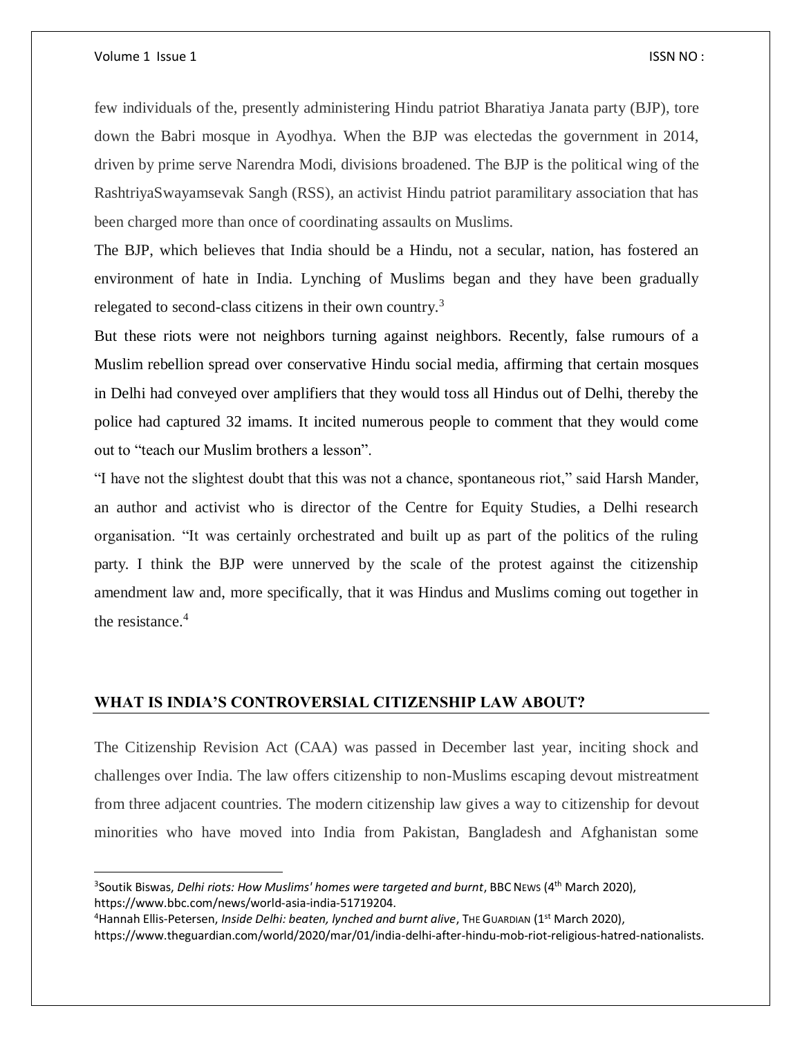few individuals of the, presently administering Hindu patriot Bharatiya Janata party (BJP), tore down the Babri mosque in Ayodhya. When the BJP was electedas the government in 2014, driven by prime serve Narendra Modi, divisions broadened. The BJP is the political wing of the RashtriyaSwayamsevak Sangh (RSS), an activist Hindu patriot paramilitary association that has been charged more than once of coordinating assaults on Muslims.

The BJP, which believes that India should be a Hindu, not a secular, nation, has fostered an environment of hate in India. Lynching of Muslims began and they have been gradually relegated to second-class citizens in their own country.[3]

But these riots were not neighbors turning against neighbors. Recently, false rumours of a Muslim rebellion spread over conservative Hindu social media, affirming that certain mosques in Delhi had conveyed over amplifiers that they would toss all Hindus out of Delhi, thereby the police had captured 32 imams. It incited numerous people to comment that they would come out to "teach our Muslim brothers a lesson".

"I have not the slightest doubt that this was not a chance, spontaneous riot," said Harsh Mander, an author and activist who is director of the Centre for Equity Studies, a Delhi research organisation. "It was certainly orchestrated and built up as part of the politics of the ruling party. I think the BJP were unnerved by the scale of the protest against the citizenship amendment law and, more specifically, that it was Hindus and Muslims coming out together in the resistance.[4]

## WHAT IS INDIA'S CONTROVERSIAL CITIZENSHIP LAW ABOUT?

The Citizenship Revision Act (CAA) was passed in December last year, inciting shock and challenges over India. The law offers citizenship to non-Muslims escaping devout mistreatment from three adjacent countries. The modern citizenship law gives a way to citizenship for devout minorities who have moved into India from Pakistan, Bangladesh and Afghanistan some

---

[3] Soutik Biswas, *Delhi riots: How Muslims' homes were targeted and burnt*, BBC NEWS (4th March 2020), https://www.bbc.com/news/world-asia-india-51719204.

[4] Hannah Ellis-Petersen, *Inside Delhi: beaten, lynched and burnt alive*, THE GUARDIAN (1st March 2020), https://www.theguardian.com/world/2020/mar/01/india-delhi-after-hindu-mob-riot-religious-hatred-nationalists.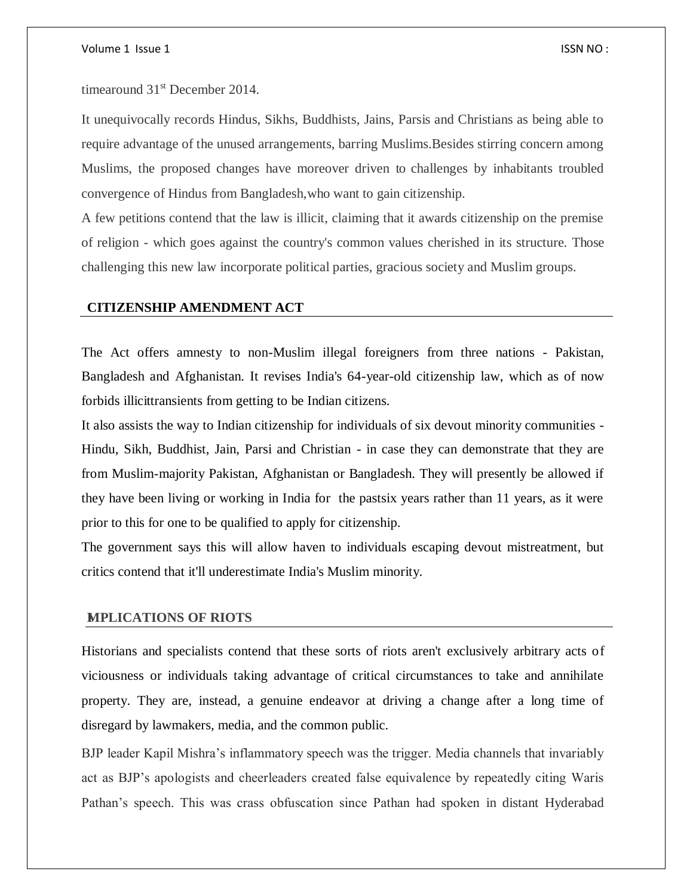timearound 31st December 2014.

It unequivocally records Hindus, Sikhs, Buddhists, Jains, Parsis and Christians as being able to require advantage of the unused arrangements, barring Muslims.Besides stirring concern among Muslims, the proposed changes have moreover driven to challenges by inhabitants troubled convergence of Hindus from Bangladesh,who want to gain citizenship.

A few petitions contend that the law is illicit, claiming that it awards citizenship on the premise of religion - which goes against the country's common values cherished in its structure. Those challenging this new law incorporate political parties, gracious society and Muslim groups.

## CITIZENSHIP AMENDMENT ACT

The Act offers amnesty to non-Muslim illegal foreigners from three nations - Pakistan, Bangladesh and Afghanistan. It revises India's 64-year-old citizenship law, which as of now forbids illicittransients from getting to be Indian citizens.

It also assists the way to Indian citizenship for individuals of six devout minority communities - Hindu, Sikh, Buddhist, Jain, Parsi and Christian - in case they can demonstrate that they are from Muslim-majority Pakistan, Afghanistan or Bangladesh. They will presently be allowed if they have been living or working in India for the pastsix years rather than 11 years, as it were prior to this for one to be qualified to apply for citizenship.

The government says this will allow haven to individuals escaping devout mistreatment, but critics contend that it'll underestimate India's Muslim minority.

## MPLICATIONS OF RIOTS

Historians and specialists contend that these sorts of riots aren't exclusively arbitrary acts of viciousness or individuals taking advantage of critical circumstances to take and annihilate property. They are, instead, a genuine endeavor at driving a change after a long time of disregard by lawmakers, media, and the common public.

BJP leader Kapil Mishra's inflammatory speech was the trigger. Media channels that invariably act as BJP's apologists and cheerleaders created false equivalence by repeatedly citing Waris Pathan's speech. This was crass obfuscation since Pathan had spoken in distant Hyderabad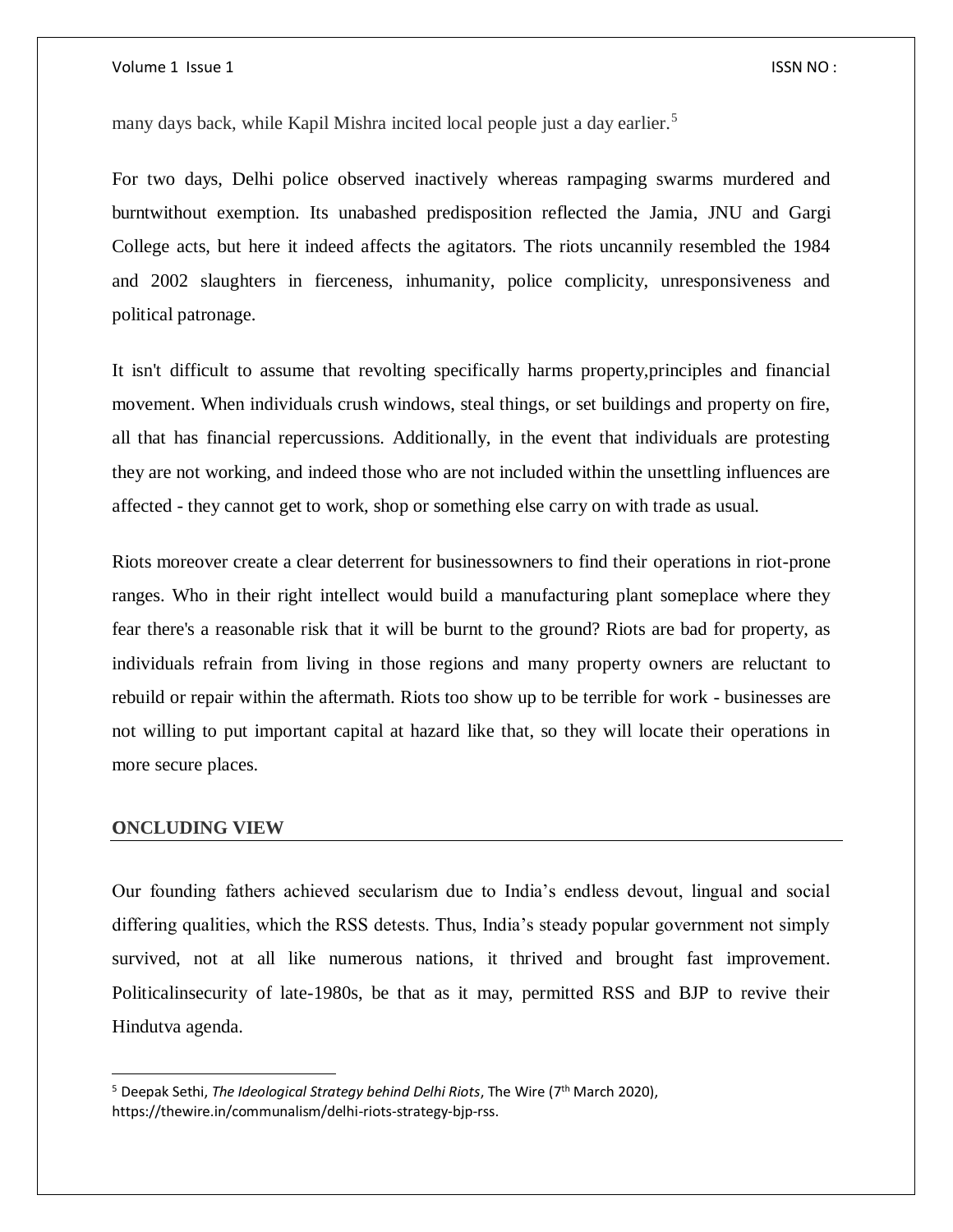many days back, while Kapil Mishra incited local people just a day earlier.[5]

For two days, Delhi police observed inactively whereas rampaging swarms murdered and burntwithout exemption. Its unabashed predisposition reflected the Jamia, JNU and Gargi College acts, but here it indeed affects the agitators. The riots uncannily resembled the 1984 and 2002 slaughters in fierceness, inhumanity, police complicity, unresponsiveness and political patronage.

It isn't difficult to assume that revolting specifically harms property,principles and financial movement. When individuals crush windows, steal things, or set buildings and property on fire, all that has financial repercussions. Additionally, in the event that individuals are protesting they are not working, and indeed those who are not included within the unsettling influences are affected - they cannot get to work, shop or something else carry on with trade as usual.

Riots moreover create a clear deterrent for businessowners to find their operations in riot-prone ranges. Who in their right intellect would build a manufacturing plant someplace where they fear there's a reasonable risk that it will be burnt to the ground? Riots are bad for property, as individuals refrain from living in those regions and many property owners are reluctant to rebuild or repair within the aftermath. Riots too show up to be terrible for work - businesses are not willing to put important capital at hazard like that, so they will locate their operations in more secure places.

## ONCLUDING VIEW

Our founding fathers achieved secularism due to India's endless devout, lingual and social differing qualities, which the RSS detests. Thus, India's steady popular government not simply survived, not at all like numerous nations, it thrived and brought fast improvement. Politicalinsecurity of late-1980s, be that as it may, permitted RSS and BJP to revive their Hindutva agenda.

---

[5] Deepak Sethi, *The Ideological Strategy behind Delhi Riots*, The Wire (7th March 2020), https://thewire.in/communalism/delhi-riots-strategy-bjp-rss.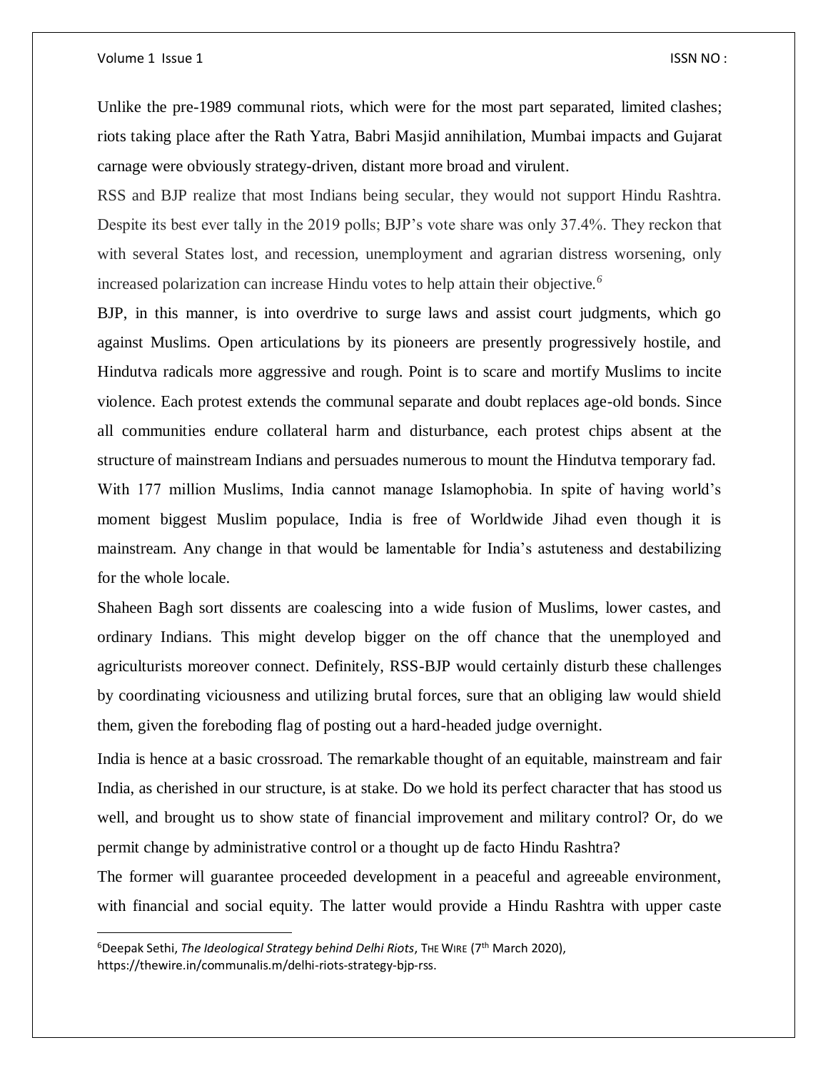Unlike the pre-1989 communal riots, which were for the most part separated, limited clashes; riots taking place after the Rath Yatra, Babri Masjid annihilation, Mumbai impacts and Gujarat carnage were obviously strategy-driven, distant more broad and virulent.

RSS and BJP realize that most Indians being secular, they would not support Hindu Rashtra. Despite its best ever tally in the 2019 polls; BJP's vote share was only 37.4%. They reckon that with several States lost, and recession, unemployment and agrarian distress worsening, only increased polarization can increase Hindu votes to help attain their objective.[6]

BJP, in this manner, is into overdrive to surge laws and assist court judgments, which go against Muslims. Open articulations by its pioneers are presently progressively hostile, and Hindutva radicals more aggressive and rough. Point is to scare and mortify Muslims to incite violence. Each protest extends the communal separate and doubt replaces age-old bonds. Since all communities endure collateral harm and disturbance, each protest chips absent at the structure of mainstream Indians and persuades numerous to mount the Hindutva temporary fad.

With 177 million Muslims, India cannot manage Islamophobia. In spite of having world's moment biggest Muslim populace, India is free of Worldwide Jihad even though it is mainstream. Any change in that would be lamentable for India's astuteness and destabilizing for the whole locale.

Shaheen Bagh sort dissents are coalescing into a wide fusion of Muslims, lower castes, and ordinary Indians. This might develop bigger on the off chance that the unemployed and agriculturists moreover connect. Definitely, RSS-BJP would certainly disturb these challenges by coordinating viciousness and utilizing brutal forces, sure that an obliging law would shield them, given the foreboding flag of posting out a hard-headed judge overnight.

India is hence at a basic crossroad. The remarkable thought of an equitable, mainstream and fair India, as cherished in our structure, is at stake. Do we hold its perfect character that has stood us well, and brought us to show state of financial improvement and military control? Or, do we permit change by administrative control or a thought up de facto Hindu Rashtra?

The former will guarantee proceeded development in a peaceful and agreeable environment, with financial and social equity. The latter would provide a Hindu Rashtra with upper caste

---

[6]Deepak Sethi, *The Ideological Strategy behind Delhi Riots*, THE WIRE (7th March 2020), https://thewire.in/communalis.m/delhi-riots-strategy-bjp-rss.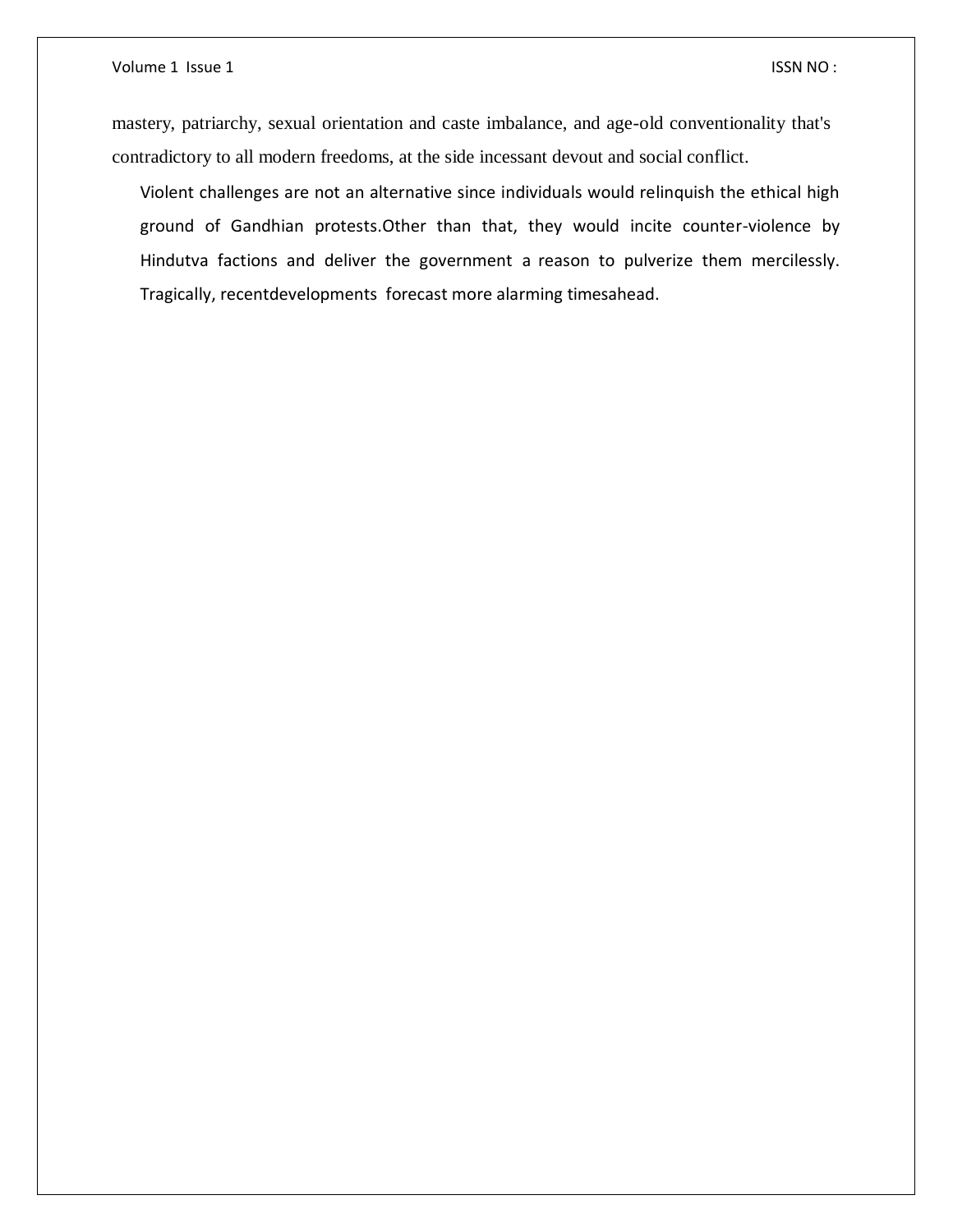mastery, patriarchy, sexual orientation and caste imbalance, and age-old conventionality that's contradictory to all modern freedoms, at the side incessant devout and social conflict.

Violent challenges are not an alternative since individuals would relinquish the ethical high ground of Gandhian protests.Other than that, they would incite counter-violence by Hindutva factions and deliver the government a reason to pulverize them mercilessly. Tragically, recentdevelopments forecast more alarming timesahead.